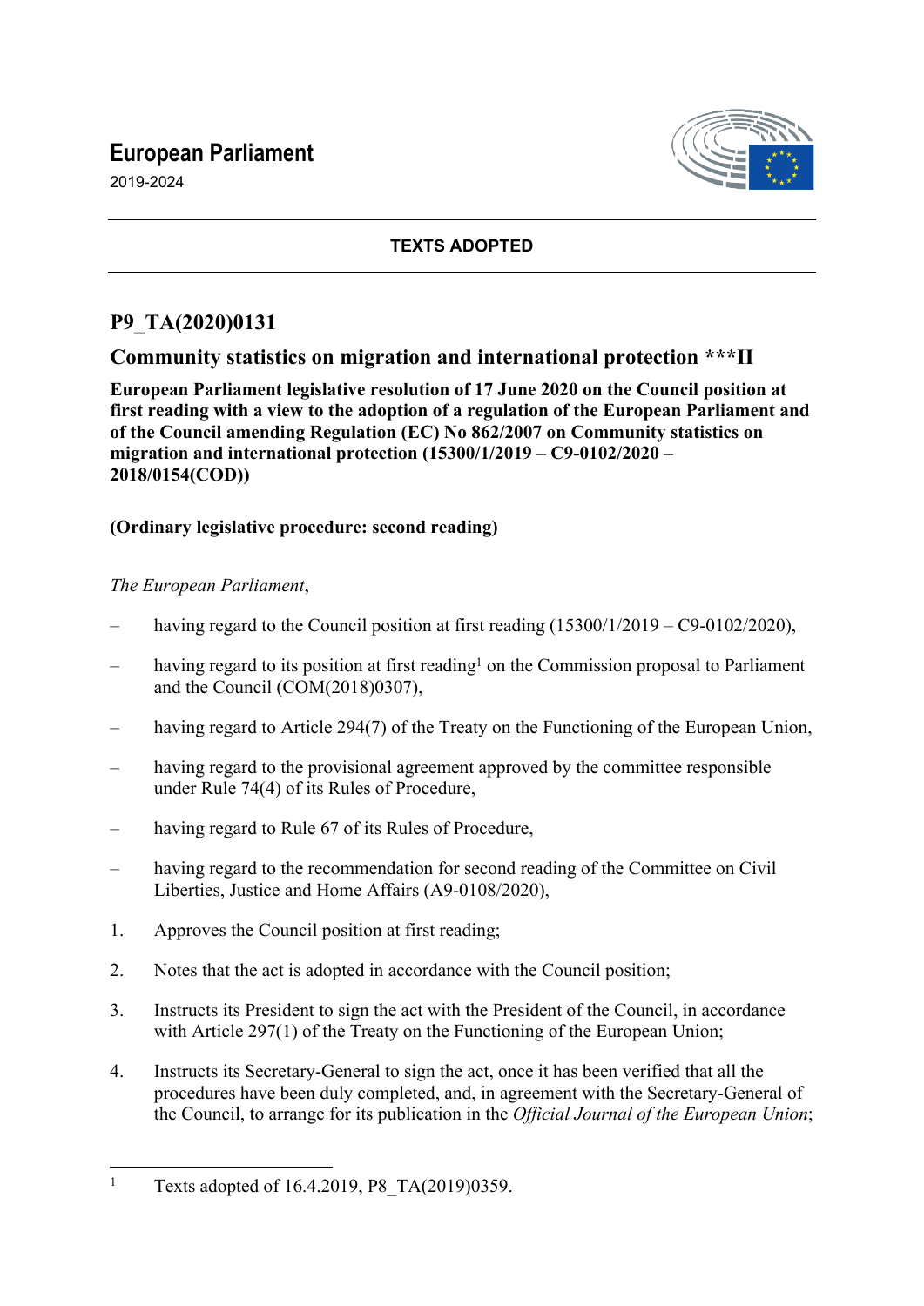# European Parliament

2019-2024

**TEXTS ADOPTED**

## P9_TA(2020)0131

## Community statistics on migration and international protection ***II

**European Parliament legislative resolution of 17 June 2020 on the Council position at first reading with a view to the adoption of a regulation of the European Parliament and of the Council amending Regulation (EC) No 862/2007 on Community statistics on migration and international protection (15300/1/2019 – C9-0102/2020 – 2018/0154(COD))**

**(Ordinary legislative procedure: second reading)**

*The European Parliament*,

– having regard to the Council position at first reading (15300/1/2019 – C9-0102/2020),

– having regard to its position at first reading[1] on the Commission proposal to Parliament and the Council (COM(2018)0307),

– having regard to Article 294(7) of the Treaty on the Functioning of the European Union,

– having regard to the provisional agreement approved by the committee responsible under Rule 74(4) of its Rules of Procedure,

– having regard to Rule 67 of its Rules of Procedure,

– having regard to the recommendation for second reading of the Committee on Civil Liberties, Justice and Home Affairs (A9-0108/2020),

1. Approves the Council position at first reading;

2. Notes that the act is adopted in accordance with the Council position;

3. Instructs its President to sign the act with the President of the Council, in accordance with Article 297(1) of the Treaty on the Functioning of the European Union;

4. Instructs its Secretary-General to sign the act, once it has been verified that all the procedures have been duly completed, and, in agreement with the Secretary-General of the Council, to arrange for its publication in the *Official Journal of the European Union*;

---

[1] Texts adopted of 16.4.2019, P8_TA(2019)0359.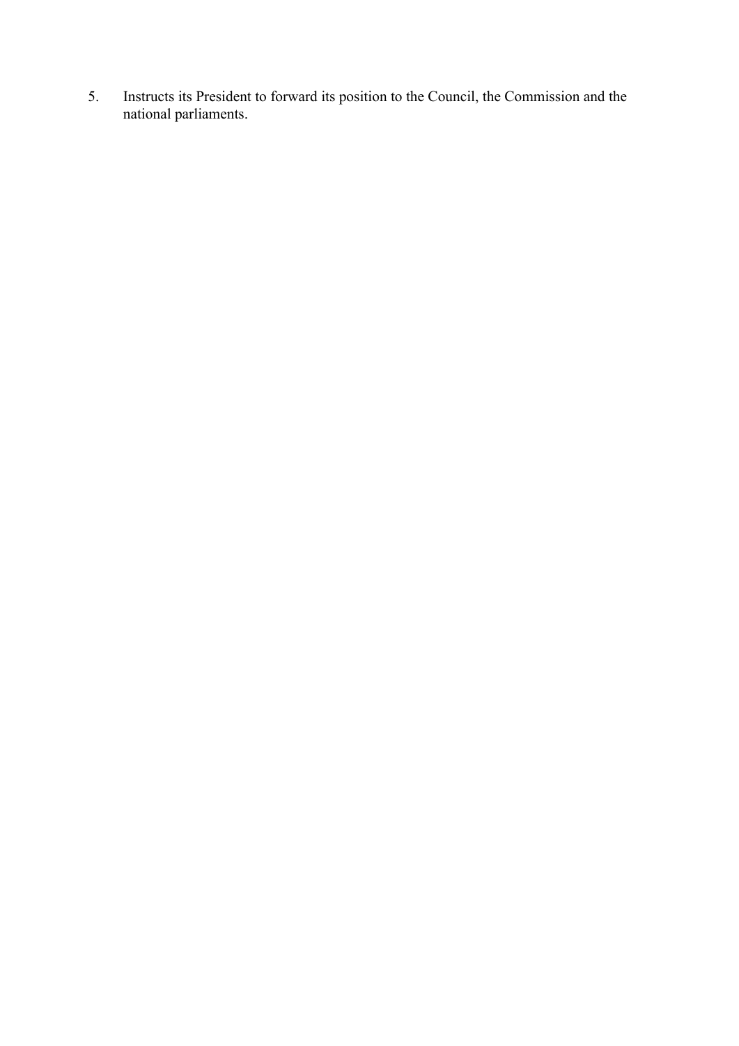5. Instructs its President to forward its position to the Council, the Commission and the national parliaments.